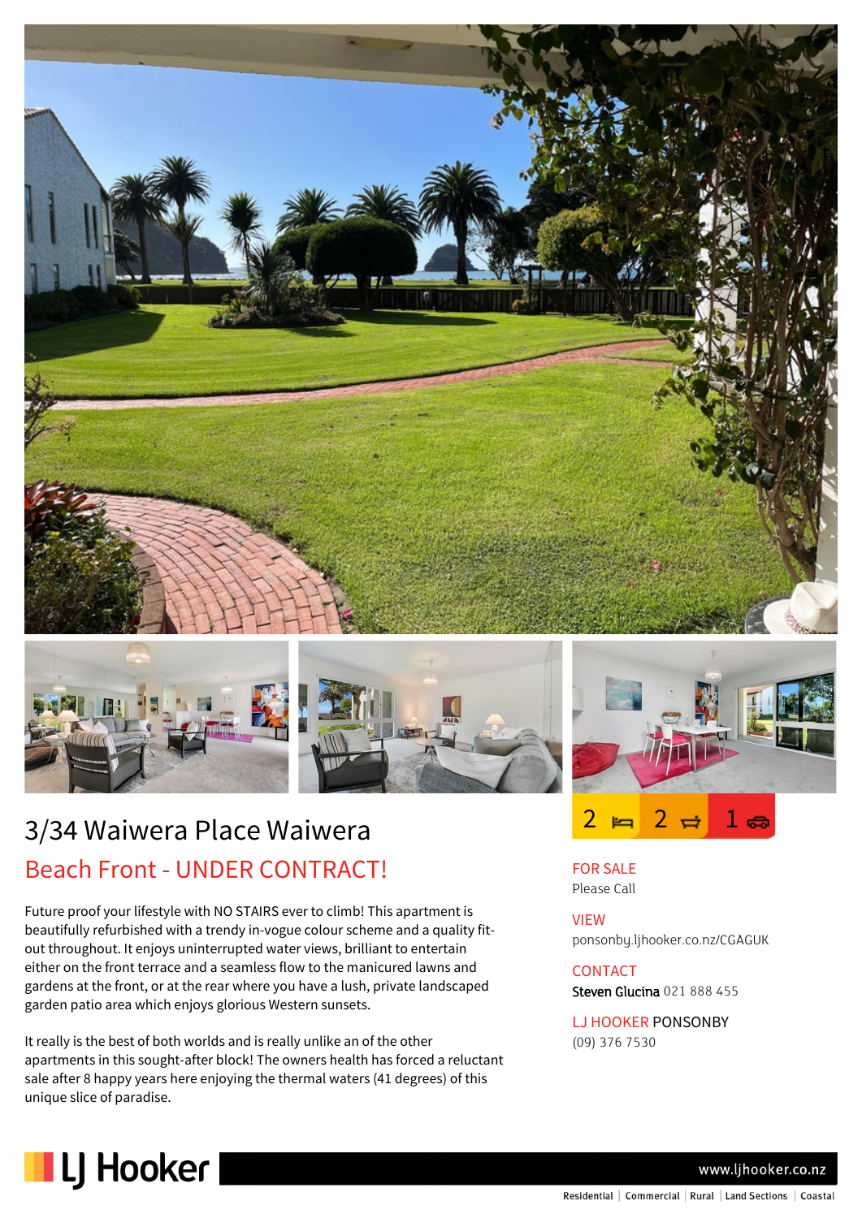# 3/34 Waiwera Place Waiwera

## Beach Front - UNDER CONTRACT!

2 bedrooms | 2 bathrooms | 1 car

Future proof your lifestyle with NO STAIRS ever to climb! This apartment is beautifully refurbished with a trendy in-vogue colour scheme and a quality fit-out throughout. It enjoys uninterrupted water views, brilliant to entertain either on the front terrace and a seamless flow to the manicured lawns and gardens at the front, or at the rear where you have a lush, private landscaped garden patio area which enjoys glorious Western sunsets.

It really is the best of both worlds and is really unlike an of the other apartments in this sought-after block! The owners health has forced a reluctant sale after 8 happy years here enjoying the thermal waters (41 degrees) of this unique slice of paradise.

**FOR SALE**
Please Call

**VIEW**
ponsonby.ljhooker.co.nz/CGAGUK

**CONTACT**
**Steven Glucina** 021 888 455

**LJ HOOKER PONSONBY**
(09) 376 7530

LJ Hooker

www.ljhooker.co.nz

Residential | Commercial | Rural | Land Sections | Coastal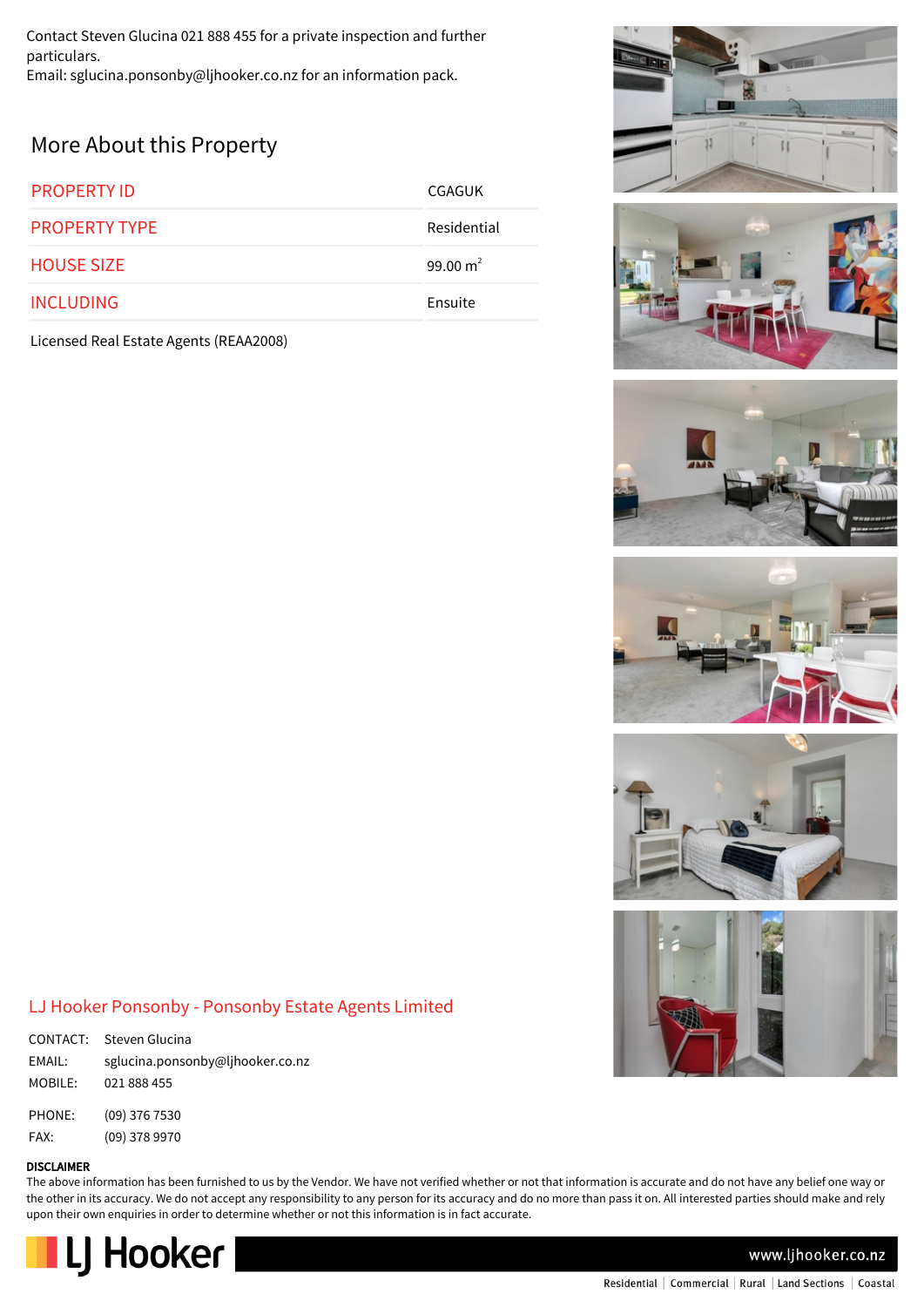Contact Steven Glucina 021 888 455 for a private inspection and further particulars.
Email: sglucina.ponsonby@ljhooker.co.nz for an information pack.

## More About this Property

| | |
|---|---|
| PROPERTY ID | CGAGUK |
| PROPERTY TYPE | Residential |
| HOUSE SIZE | 99.00 $m^2$ |
| INCLUDING | Ensuite |

Licensed Real Estate Agents (REAA2008)

## LJ Hooker Ponsonby - Ponsonby Estate Agents Limited

CONTACT: Steven Glucina
EMAIL: sglucina.ponsonby@ljhooker.co.nz
MOBILE: 021 888 455

PHONE: (09) 376 7530
FAX: (09) 378 9970

**DISCLAIMER**
The above information has been furnished to us by the Vendor. We have not verified whether or not that information is accurate and do not have any belief one way or the other in its accuracy. We do not accept any responsibility to any person for its accuracy and do no more than pass it on. All interested parties should make and rely upon their own enquiries in order to determine whether or not this information is in fact accurate.

LJ Hooker

www.ljhooker.co.nz

Residential | Commercial | Rural | Land Sections | Coastal